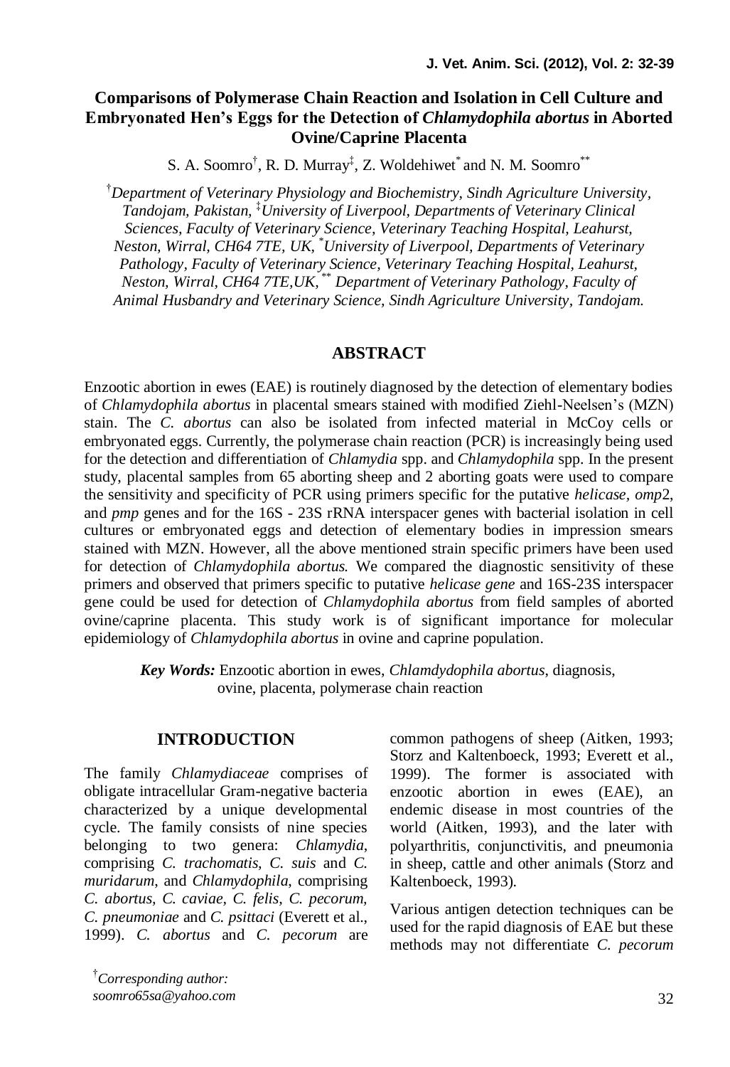# Comparisons of Polymerase Chain Reaction and Isolation in Cell Culture and Embryonated Hen's Eggs for the Detection of *Chlamydophila abortus* in Aborted Ovine/Caprine Placenta

S. A. Soomro[†], R. D. Murray[‡], Z. Woldehiwet[*] and N. M. Soomro[**]

[†]*Department of Veterinary Physiology and Biochemistry, Sindh Agriculture University, Tandojam, Pakistan,* [‡]*University of Liverpool, Departments of Veterinary Clinical Sciences, Faculty of Veterinary Science, Veterinary Teaching Hospital, Leahurst, Neston, Wirral, CH64 7TE, UK,* [*]*University of Liverpool, Departments of Veterinary Pathology, Faculty of Veterinary Science, Veterinary Teaching Hospital, Leahurst, Neston, Wirral, CH64 7TE,UK,* [**] *Department of Veterinary Pathology, Faculty of Animal Husbandry and Veterinary Science, Sindh Agriculture University, Tandojam.*

## ABSTRACT

Enzootic abortion in ewes (EAE) is routinely diagnosed by the detection of elementary bodies of *Chlamydophila abortus* in placental smears stained with modified Ziehl-Neelsen's (MZN) stain. The *C. abortus* can also be isolated from infected material in McCoy cells or embryonated eggs. Currently, the polymerase chain reaction (PCR) is increasingly being used for the detection and differentiation of *Chlamydia* spp. and *Chlamydophila* spp. In the present study, placental samples from 65 aborting sheep and 2 aborting goats were used to compare the sensitivity and specificity of PCR using primers specific for the putative *helicase*, *omp*2, and *pmp* genes and for the 16S - 23S rRNA interspacer genes with bacterial isolation in cell cultures or embryonated eggs and detection of elementary bodies in impression smears stained with MZN. However, all the above mentioned strain specific primers have been used for detection of *Chlamydophila abortus.* We compared the diagnostic sensitivity of these primers and observed that primers specific to putative *helicase gene* and 16S-23S interspacer gene could be used for detection of *Chlamydophila abortus* from field samples of aborted ovine/caprine placenta. This study work is of significant importance for molecular epidemiology of *Chlamydophila abortus* in ovine and caprine population.

***Key Words:*** Enzootic abortion in ewes, *Chlamdydophila abortus*, diagnosis, ovine, placenta, polymerase chain reaction

## INTRODUCTION

The family *Chlamydiaceae* comprises of obligate intracellular Gram-negative bacteria characterized by a unique developmental cycle. The family consists of nine species belonging to two genera: *Chlamydia*, comprising *C. trachomatis*, *C. suis* and *C. muridarum*, and *Chlamydophila*, comprising *C. abortus, C. caviae, C. felis, C. pecorum, C. pneumoniae* and *C. psittaci* (Everett et al., 1999). *C. abortus* and *C. pecorum* are common pathogens of sheep (Aitken, 1993; Storz and Kaltenboeck, 1993; Everett et al., 1999). The former is associated with enzootic abortion in ewes (EAE), an endemic disease in most countries of the world (Aitken, 1993), and the later with polyarthritis, conjunctivitis, and pneumonia in sheep, cattle and other animals (Storz and Kaltenboeck, 1993).

Various antigen detection techniques can be used for the rapid diagnosis of EAE but these methods may not differentiate *C. pecorum*

[†]*Corresponding author: soomro65sa@yahoo.com*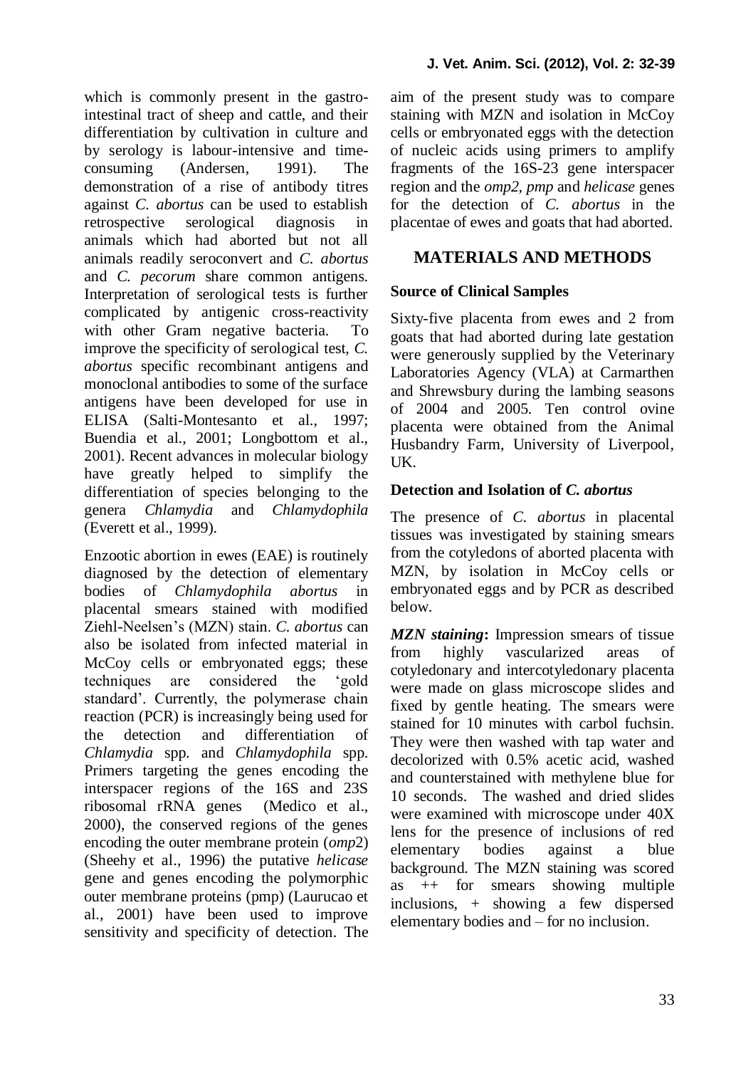which is commonly present in the gastro-intestinal tract of sheep and cattle, and their differentiation by cultivation in culture and by serology is labour-intensive and time-consuming (Andersen, 1991). The demonstration of a rise of antibody titres against *C. abortus* can be used to establish retrospective serological diagnosis in animals which had aborted but not all animals readily seroconvert and *C. abortus* and *C. pecorum* share common antigens. Interpretation of serological tests is further complicated by antigenic cross-reactivity with other Gram negative bacteria. To improve the specificity of serological test, *C. abortus* specific recombinant antigens and monoclonal antibodies to some of the surface antigens have been developed for use in ELISA (Salti-Montesanto et al., 1997; Buendia et al., 2001; Longbottom et al., 2001). Recent advances in molecular biology have greatly helped to simplify the differentiation of species belonging to the genera *Chlamydia* and *Chlamydophila* (Everett et al., 1999).

Enzootic abortion in ewes (EAE) is routinely diagnosed by the detection of elementary bodies of *Chlamydophila abortus* in placental smears stained with modified Ziehl-Neelsen's (MZN) stain. *C. abortus* can also be isolated from infected material in McCoy cells or embryonated eggs; these techniques are considered the 'gold standard'. Currently, the polymerase chain reaction (PCR) is increasingly being used for the detection and differentiation of *Chlamydia* spp. and *Chlamydophila* spp. Primers targeting the genes encoding the interspacer regions of the 16S and 23S ribosomal rRNA genes (Medico et al., 2000), the conserved regions of the genes encoding the outer membrane protein (*omp*2) (Sheehy et al., 1996) the putative *helicase* gene and genes encoding the polymorphic outer membrane proteins (pmp) (Laurucao et al., 2001) have been used to improve sensitivity and specificity of detection. The aim of the present study was to compare staining with MZN and isolation in McCoy cells or embryonated eggs with the detection of nucleic acids using primers to amplify fragments of the 16S-23 gene interspacer region and the *omp2*, *pmp* and *helicase* genes for the detection of *C. abortus* in the placentae of ewes and goats that had aborted.

## MATERIALS AND METHODS

### Source of Clinical Samples

Sixty-five placenta from ewes and 2 from goats that had aborted during late gestation were generously supplied by the Veterinary Laboratories Agency (VLA) at Carmarthen and Shrewsbury during the lambing seasons of 2004 and 2005. Ten control ovine placenta were obtained from the Animal Husbandry Farm, University of Liverpool, UK.

### Detection and Isolation of *C. abortus*

The presence of *C. abortus* in placental tissues was investigated by staining smears from the cotyledons of aborted placenta with MZN, by isolation in McCoy cells or embryonated eggs and by PCR as described below.

***MZN staining*:** Impression smears of tissue from highly vascularized areas of cotyledonary and intercotyledonary placenta were made on glass microscope slides and fixed by gentle heating. The smears were stained for 10 minutes with carbol fuchsin. They were then washed with tap water and decolorized with 0.5% acetic acid, washed and counterstained with methylene blue for 10 seconds. The washed and dried slides were examined with microscope under 40X lens for the presence of inclusions of red elementary bodies against a blue background. The MZN staining was scored as ++ for smears showing multiple inclusions, + showing a few dispersed elementary bodies and – for no inclusion.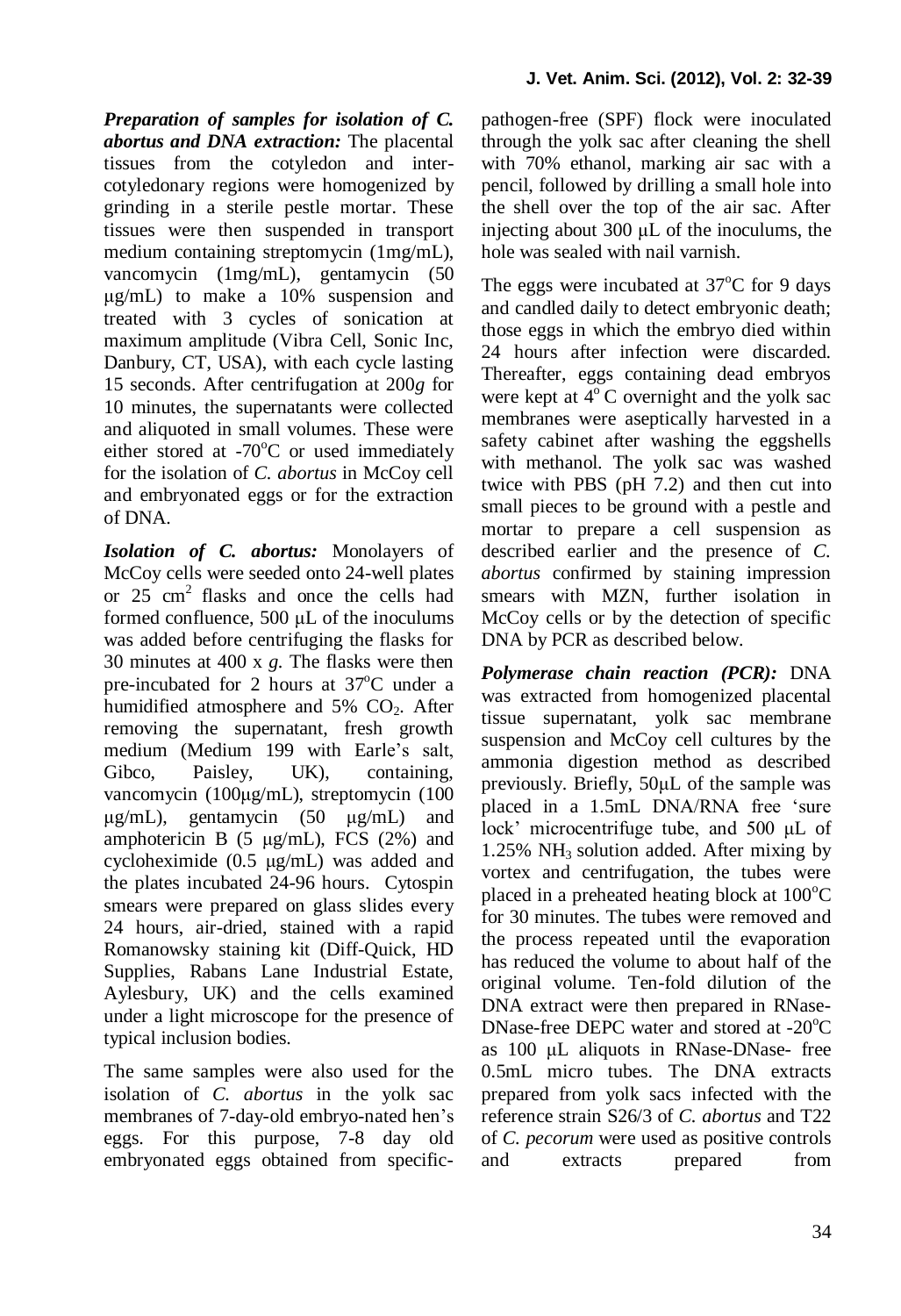***Preparation of samples for isolation of C. abortus and DNA extraction:*** The placental tissues from the cotyledon and inter-cotyledonary regions were homogenized by grinding in a sterile pestle mortar. These tissues were then suspended in transport medium containing streptomycin (1mg/mL), vancomycin (1mg/mL), gentamycin (50 μg/mL) to make a 10% suspension and treated with 3 cycles of sonication at maximum amplitude (Vibra Cell, Sonic Inc, Danbury, CT, USA), with each cycle lasting 15 seconds. After centrifugation at 200*g* for 10 minutes, the supernatants were collected and aliquoted in small volumes. These were either stored at -70°C or used immediately for the isolation of *C. abortus* in McCoy cell and embryonated eggs or for the extraction of DNA.

***Isolation of C. abortus:*** Monolayers of McCoy cells were seeded onto 24-well plates or 25 $cm^2$ flasks and once the cells had formed confluence, 500 μL of the inoculums was added before centrifuging the flasks for 30 minutes at 400 x *g*. The flasks were then pre-incubated for 2 hours at 37°C under a humidified atmosphere and 5% $CO_2$. After removing the supernatant, fresh growth medium (Medium 199 with Earle's salt, Gibco, Paisley, UK), containing, vancomycin (100μg/mL), streptomycin (100 μg/mL), gentamycin (50 μg/mL) and amphotericin B (5 μg/mL), FCS (2%) and cycloheximide (0.5 μg/mL) was added and the plates incubated 24-96 hours. Cytospin smears were prepared on glass slides every 24 hours, air-dried, stained with a rapid Romanowsky staining kit (Diff-Quick, HD Supplies, Rabans Lane Industrial Estate, Aylesbury, UK) and the cells examined under a light microscope for the presence of typical inclusion bodies.

The same samples were also used for the isolation of *C. abortus* in the yolk sac membranes of 7-day-old embryo-nated hen's eggs. For this purpose, 7-8 day old embryonated eggs obtained from specific-pathogen-free (SPF) flock were inoculated through the yolk sac after cleaning the shell with 70% ethanol, marking air sac with a pencil, followed by drilling a small hole into the shell over the top of the air sac. After injecting about 300 μL of the inoculums, the hole was sealed with nail varnish.

The eggs were incubated at 37°C for 9 days and candled daily to detect embryonic death; those eggs in which the embryo died within 24 hours after infection were discarded. Thereafter, eggs containing dead embryos were kept at 4° C overnight and the yolk sac membranes were aseptically harvested in a safety cabinet after washing the eggshells with methanol. The yolk sac was washed twice with PBS (pH 7.2) and then cut into small pieces to be ground with a pestle and mortar to prepare a cell suspension as described earlier and the presence of *C. abortus* confirmed by staining impression smears with MZN, further isolation in McCoy cells or by the detection of specific DNA by PCR as described below.

***Polymerase chain reaction (PCR):*** DNA was extracted from homogenized placental tissue supernatant, yolk sac membrane suspension and McCoy cell cultures by the ammonia digestion method as described previously. Briefly, 50μL of the sample was placed in a 1.5mL DNA/RNA free 'sure lock' microcentrifuge tube, and 500 μL of 1.25% $NH_3$ solution added. After mixing by vortex and centrifugation, the tubes were placed in a preheated heating block at 100°C for 30 minutes. The tubes were removed and the process repeated until the evaporation has reduced the volume to about half of the original volume. Ten-fold dilution of the DNA extract were then prepared in RNase-DNase-free DEPC water and stored at -20°C as 100 μL aliquots in RNase-DNase- free 0.5mL micro tubes. The DNA extracts prepared from yolk sacs infected with the reference strain S26/3 of *C. abortus* and T22 of *C. pecorum* were used as positive controls and extracts prepared from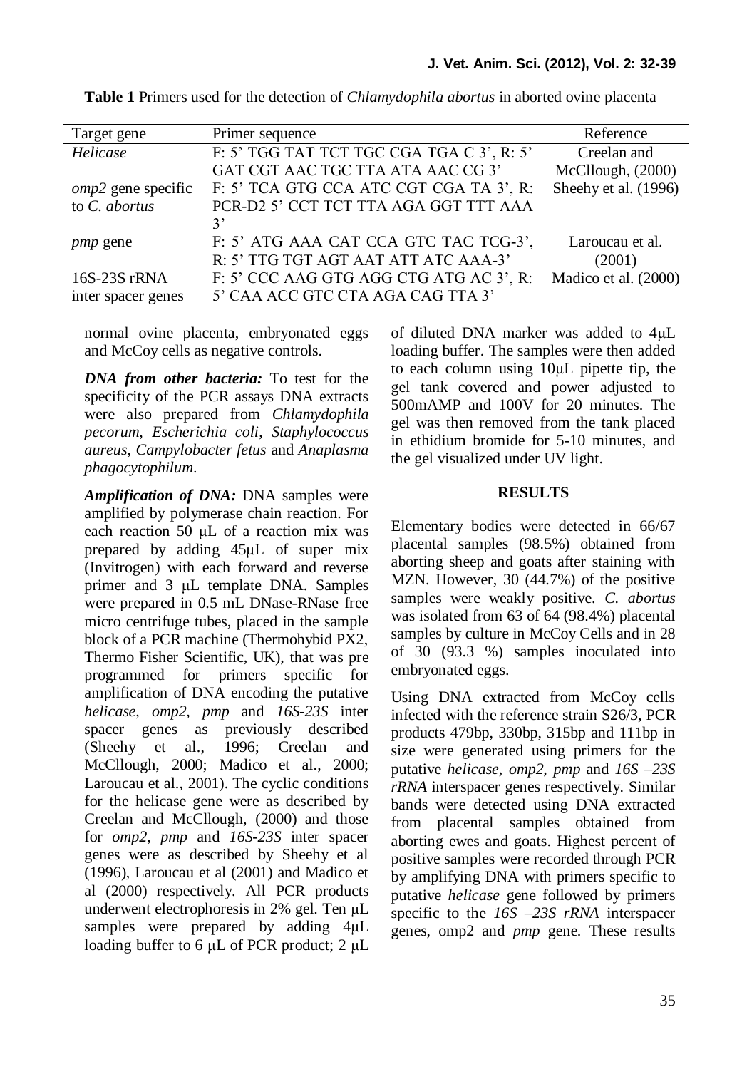**Table 1** Primers used for the detection of *Chlamydophila abortus* in aborted ovine placenta

| Target gene | Primer sequence | Reference |
|---|---|---|
| *Helicase* | F: 5' TGG TAT TCT TGC CGA TGA C 3', R: 5' GAT CGT AAC TGC TTA ATA AAC CG 3' | Creelan and McCllough, (2000) |
| *omp2* gene specific to *C. abortus* | F: 5' TCA GTG CCA ATC CGT CGA TA 3', R: PCR-D2 5' CCT TCT TTA AGA GGT TTT AAA 3' | Sheehy et al. (1996) |
| *pmp* gene | F: 5' ATG AAA CAT CCA GTC TAC TCG-3', R: 5' TTG TGT AGT AAT ATT ATC AAA-3' | Laroucau et al. (2001) |
| 16S-23S rRNA inter spacer genes | F: 5' CCC AAG GTG AGG CTG ATG AC 3', R: 5' CAA ACC GTC CTA AGA CAG TTA 3' | Madico et al. (2000) |

normal ovine placenta, embryonated eggs and McCoy cells as negative controls.

***DNA from other bacteria:*** To test for the specificity of the PCR assays DNA extracts were also prepared from *Chlamydophila pecorum*, *Escherichia coli*, *Staphylococcus aureus*, *Campylobacter fetus* and *Anaplasma phagocytophilum*.

***Amplification of DNA:*** DNA samples were amplified by polymerase chain reaction. For each reaction 50 μL of a reaction mix was prepared by adding 45μL of super mix (Invitrogen) with each forward and reverse primer and 3 μL template DNA. Samples were prepared in 0.5 mL DNase-RNase free micro centrifuge tubes, placed in the sample block of a PCR machine (Thermohybid PX2, Thermo Fisher Scientific, UK), that was pre programmed for primers specific for amplification of DNA encoding the putative *helicase*, *omp2*, *pmp* and *16S-23S* inter spacer genes as previously described (Sheehy et al., 1996; Creelan and McCllough, 2000; Madico et al., 2000; Laroucau et al., 2001). The cyclic conditions for the helicase gene were as described by Creelan and McCllough, (2000) and those for *omp2*, *pmp* and *16S-23S* inter spacer genes were as described by Sheehy et al (1996), Laroucau et al (2001) and Madico et al (2000) respectively. All PCR products underwent electrophoresis in 2% gel. Ten μL samples were prepared by adding 4μL loading buffer to 6 μL of PCR product; 2 μL of diluted DNA marker was added to 4μL loading buffer. The samples were then added to each column using 10μL pipette tip, the gel tank covered and power adjusted to 500mAMP and 100V for 20 minutes. The gel was then removed from the tank placed in ethidium bromide for 5-10 minutes, and the gel visualized under UV light.

## RESULTS

Elementary bodies were detected in 66/67 placental samples (98.5%) obtained from aborting sheep and goats after staining with MZN. However, 30 (44.7%) of the positive samples were weakly positive. *C. abortus* was isolated from 63 of 64 (98.4%) placental samples by culture in McCoy Cells and in 28 of 30 (93.3 %) samples inoculated into embryonated eggs.

Using DNA extracted from McCoy cells infected with the reference strain S26/3, PCR products 479bp, 330bp, 315bp and 111bp in size were generated using primers for the putative *helicase*, *omp2*, *pmp* and *16S –23S rRNA* interspacer genes respectively. Similar bands were detected using DNA extracted from placental samples obtained from aborting ewes and goats. Highest percent of positive samples were recorded through PCR by amplifying DNA with primers specific to putative *helicase* gene followed by primers specific to the *16S –23S rRNA* interspacer genes, omp2 and *pmp* gene. These results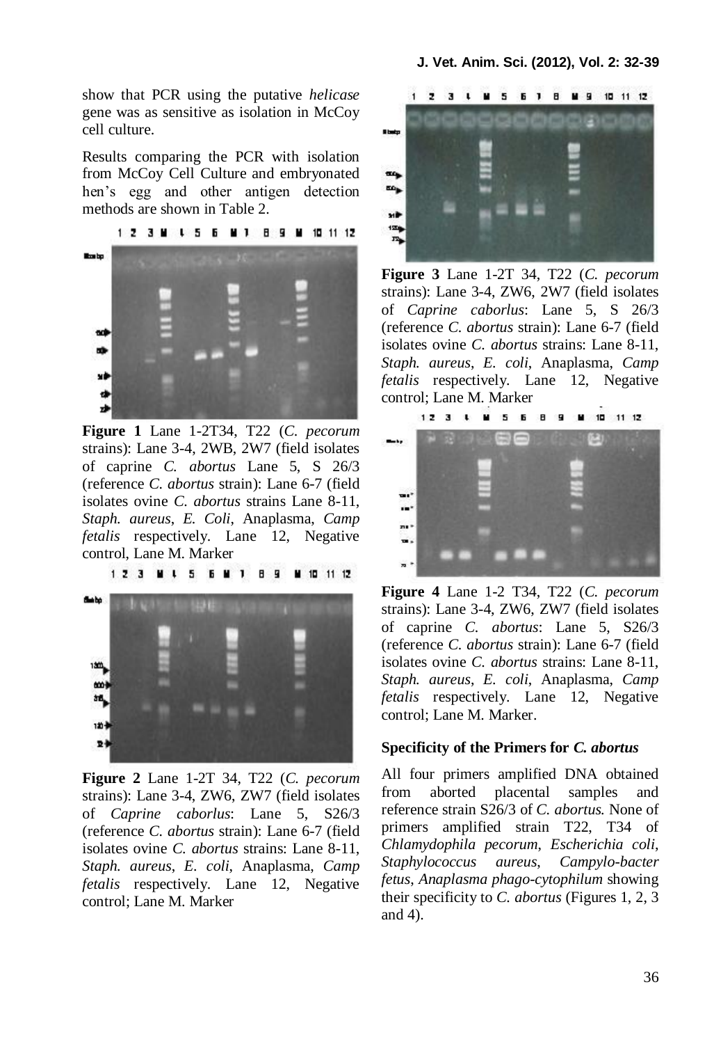show that PCR using the putative *helicase* gene was as sensitive as isolation in McCoy cell culture.

Results comparing the PCR with isolation from McCoy Cell Culture and embryonated hen's egg and other antigen detection methods are shown in Table 2.

**Figure 1** Lane 1-2T34, T22 (*C. pecorum* strains): Lane 3-4, 2WB, 2W7 (field isolates of caprine *C. abortus* Lane 5, S 26/3 (reference *C. abortus* strain): Lane 6-7 (field isolates ovine *C. abortus* strains Lane 8-11, *Staph. aureus*, *E. Coli*, Anaplasma, *Camp fetalis* respectively. Lane 12, Negative control, Lane M. Marker

**Figure 2** Lane 1-2T 34, T22 (*C. pecorum* strains): Lane 3-4, ZW6, ZW7 (field isolates of *Caprine caborlus*: Lane 5, S26/3 (reference *C. abortus* strain): Lane 6-7 (field isolates ovine *C. abortus* strains: Lane 8-11, *Staph. aureus*, *E. coli*, Anaplasma, *Camp fetalis* respectively. Lane 12, Negative control; Lane M. Marker

**Figure 3** Lane 1-2T 34, T22 (*C. pecorum* strains): Lane 3-4, ZW6, 2W7 (field isolates of *Caprine caborlus*: Lane 5, S 26/3 (reference *C. abortus* strain): Lane 6-7 (field isolates ovine *C. abortus* strains: Lane 8-11, *Staph. aureus*, *E. coli*, Anaplasma, *Camp fetalis* respectively. Lane 12, Negative control; Lane M. Marker

**Figure 4** Lane 1-2 T34, T22 (*C. pecorum* strains): Lane 3-4, ZW6, ZW7 (field isolates of caprine *C. abortus*: Lane 5, S26/3 (reference *C. abortus* strain): Lane 6-7 (field isolates ovine *C. abortus* strains: Lane 8-11, *Staph. aureus*, *E. coli*, Anaplasma, *Camp fetalis* respectively. Lane 12, Negative control; Lane M. Marker.

### Specificity of the Primers for *C. abortus*

All four primers amplified DNA obtained from aborted placental samples and reference strain S26/3 of *C. abortus*. None of primers amplified strain T22, T34 of *Chlamydophila pecorum*, *Escherichia coli*, *Staphylococcus aureus*, *Campylo-bacter fetus*, *Anaplasma phago-cytophilum* showing their specificity to *C. abortus* (Figures 1, 2, 3 and 4).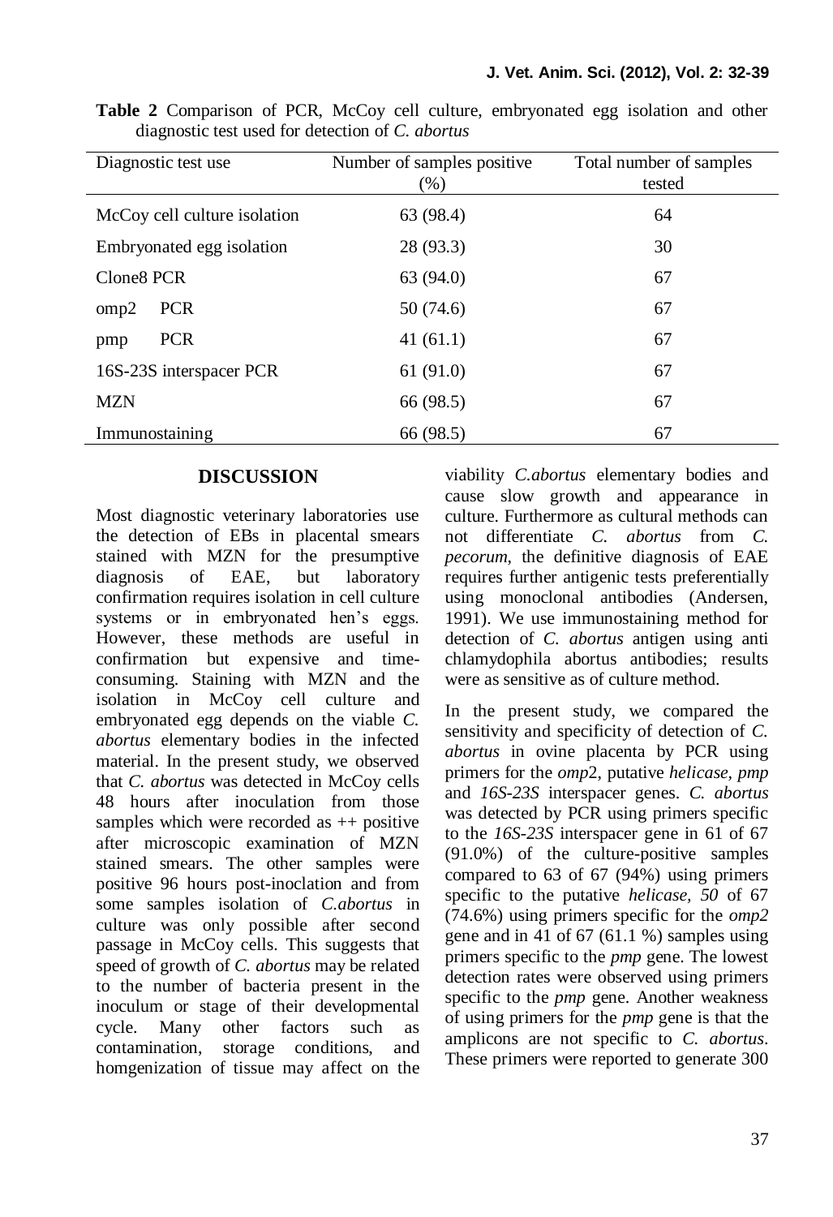**Table 2** Comparison of PCR, McCoy cell culture, embryonated egg isolation and other diagnostic test used for detection of *C. abortus*

| Diagnostic test use | Number of samples positive (%) | Total number of samples tested |
|---|---|---|
| McCoy cell culture isolation | 63 (98.4) | 64 |
| Embryonated egg isolation | 28 (93.3) | 30 |
| Clone8 PCR | 63 (94.0) | 67 |
| omp2 PCR | 50 (74.6) | 67 |
| pmp PCR | 41 (61.1) | 67 |
| 16S-23S interspacer PCR | 61 (91.0) | 67 |
| MZN | 66 (98.5) | 67 |
| Immunostaining | 66 (98.5) | 67 |

## DISCUSSION

Most diagnostic veterinary laboratories use the detection of EBs in placental smears stained with MZN for the presumptive diagnosis of EAE, but laboratory confirmation requires isolation in cell culture systems or in embryonated hen's eggs. However, these methods are useful in confirmation but expensive and time-consuming. Staining with MZN and the isolation in McCoy cell culture and embryonated egg depends on the viable *C. abortus* elementary bodies in the infected material. In the present study, we observed that *C. abortus* was detected in McCoy cells 48 hours after inoculation from those samples which were recorded as ++ positive after microscopic examination of MZN stained smears. The other samples were positive 96 hours post-inoclation and from some samples isolation of *C.abortus* in culture was only possible after second passage in McCoy cells. This suggests that speed of growth of *C. abortus* may be related to the number of bacteria present in the inoculum or stage of their developmental cycle. Many other factors such as contamination, storage conditions, and homgenization of tissue may affect on the viability *C.abortus* elementary bodies and cause slow growth and appearance in culture. Furthermore as cultural methods can not differentiate *C. abortus* from *C. pecorum*, the definitive diagnosis of EAE requires further antigenic tests preferentially using monoclonal antibodies (Andersen, 1991). We use immunostaining method for detection of *C. abortus* antigen using anti chlamydophila abortus antibodies; results were as sensitive as of culture method.

In the present study, we compared the sensitivity and specificity of detection of *C. abortus* in ovine placenta by PCR using primers for the *omp*2, putative *helicase, pmp* and *16S-23S* interspacer genes. *C. abortus* was detected by PCR using primers specific to the *16S-23S* interspacer gene in 61 of 67 (91.0%) of the culture-positive samples compared to 63 of 67 (94%) using primers specific to the putative *helicase, 50* of 67 (74.6%) using primers specific for the *omp2* gene and in 41 of 67 (61.1 %) samples using primers specific to the *pmp* gene. The lowest detection rates were observed using primers specific to the *pmp* gene. Another weakness of using primers for the *pmp* gene is that the amplicons are not specific to *C. abortus*. These primers were reported to generate 300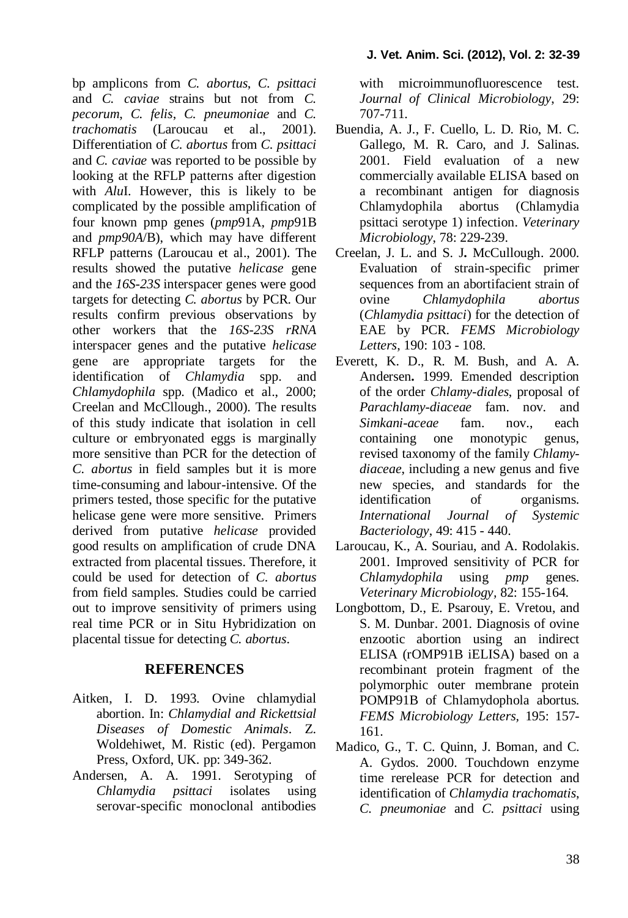bp amplicons from *C. abortus*, *C. psittaci* and *C. caviae* strains but not from *C. pecorum*, *C. felis*, *C. pneumoniae* and *C. trachomatis* (Laroucau et al., 2001). Differentiation of *C. abortus* from *C. psittaci* and *C. caviae* was reported to be possible by looking at the RFLP patterns after digestion with *Alu*I. However, this is likely to be complicated by the possible amplification of four known pmp genes (*pmp*91A, *pmp*91B and *pmp90A*/B), which may have different RFLP patterns (Laroucau et al., 2001). The results showed the putative *helicase* gene and the *16S-23S* interspacer genes were good targets for detecting *C. abortus* by PCR. Our results confirm previous observations by other workers that the *16S-23S rRNA* interspacer genes and the putative *helicase* gene are appropriate targets for the identification of *Chlamydia* spp. and *Chlamydophila* spp. (Madico et al., 2000; Creelan and McCllough., 2000). The results of this study indicate that isolation in cell culture or embryonated eggs is marginally more sensitive than PCR for the detection of *C. abortus* in field samples but it is more time-consuming and labour-intensive. Of the primers tested, those specific for the putative helicase gene were more sensitive. Primers derived from putative *helicase* provided good results on amplification of crude DNA extracted from placental tissues. Therefore, it could be used for detection of *C. abortus* from field samples. Studies could be carried out to improve sensitivity of primers using real time PCR or in Situ Hybridization on placental tissue for detecting *C. abortus*.

## REFERENCES

- Aitken, I. D. 1993. Ovine chlamydial abortion. In: *Chlamydial and Rickettsial Diseases of Domestic Animals*. Z. Woldehiwet, M. Ristic (ed). Pergamon Press, Oxford, UK. pp: 349-362.
- Andersen, A. A. 1991. Serotyping of *Chlamydia psittaci* isolates using serovar-specific monoclonal antibodies with microimmunofluorescence test. *Journal of Clinical Microbiology*, 29: 707-711.
- Buendia, A. J., F. Cuello, L. D. Rio, M. C. Gallego, M. R. Caro, and J. Salinas. 2001. Field evaluation of a new commercially available ELISA based on a recombinant antigen for diagnosis Chlamydophila abortus (Chlamydia psittaci serotype 1) infection. *Veterinary Microbiology*, 78: 229-239.
- Creelan, J. L. and S. J**.** McCullough. 2000. Evaluation of strain-specific primer sequences from an abortifacient strain of ovine *Chlamydophila abortus* (*Chlamydia psittaci*) for the detection of EAE by PCR. *FEMS Microbiology Letters*, 190: 103 - 108.
- Everett, K. D., R. M. Bush, and A. A. Andersen**.** 1999. Emended description of the order *Chlamy-diales*, proposal of *Parachlamy-diaceae* fam. nov. and *Simkani-aceae* fam. nov., each containing one monotypic genus, revised taxonomy of the family *Chlamy-diaceae*, including a new genus and five new species, and standards for the identification of organisms. *International Journal of Systemic Bacteriology*, 49: 415 - 440.
- Laroucau, K., A. Souriau, and A. Rodolakis. 2001. Improved sensitivity of PCR for *Chlamydophila* using *pmp* genes. *Veterinary Microbiology*, 82: 155-164.
- Longbottom, D., E. Psarouy, E. Vretou, and S. M. Dunbar. 2001. Diagnosis of ovine enzootic abortion using an indirect ELISA (rOMP91B iELISA) based on a recombinant protein fragment of the polymorphic outer membrane protein POMP91B of Chlamydophola abortus. *FEMS Microbiology Letters*, 195: 157-161.
- Madico, G., T. C. Quinn, J. Boman, and C. A. Gydos. 2000. Touchdown enzyme time rerelease PCR for detection and identification of *Chlamydia trachomatis*, *C. pneumoniae* and *C. psittaci* using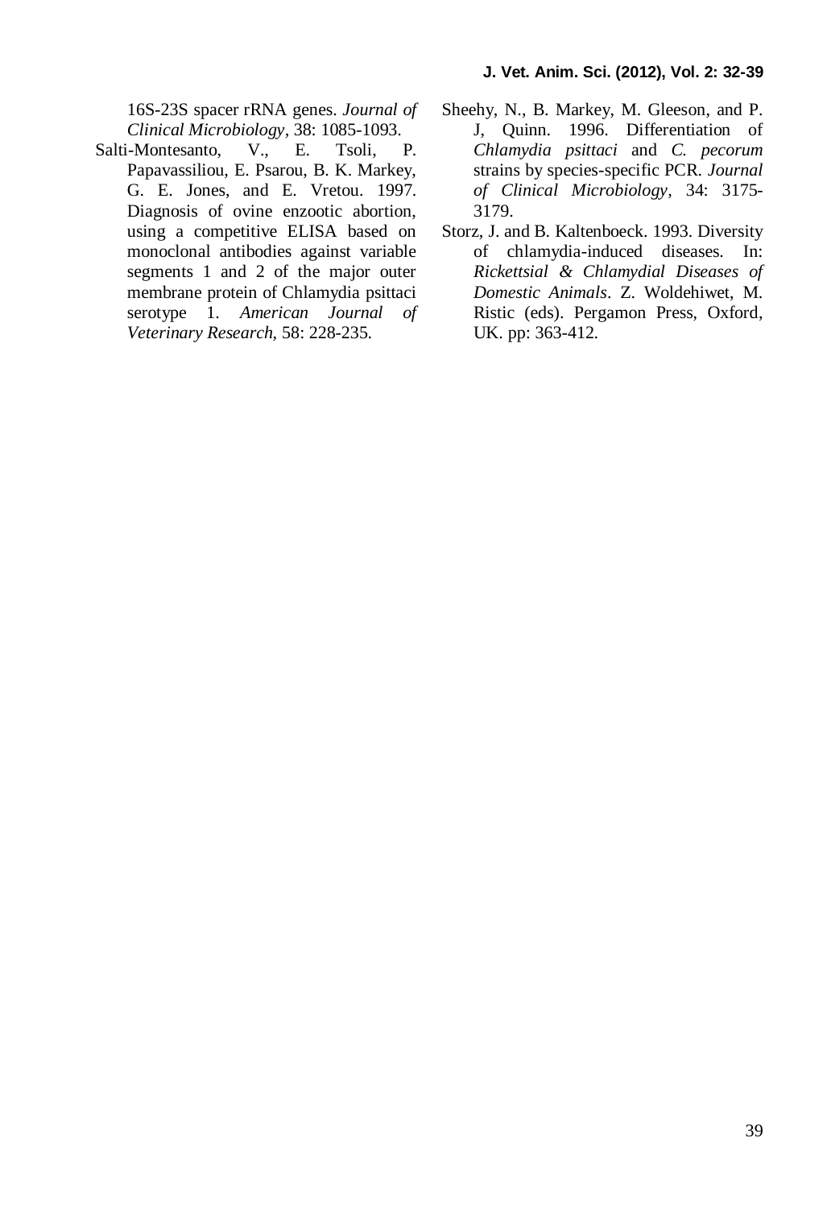16S-23S spacer rRNA genes. *Journal of Clinical Microbiology*, 38: 1085-1093.

Salti-Montesanto, V., E. Tsoli, P. Papavassiliou, E. Psarou, B. K. Markey, G. E. Jones, and E. Vretou. 1997. Diagnosis of ovine enzootic abortion, using a competitive ELISA based on monoclonal antibodies against variable segments 1 and 2 of the major outer membrane protein of Chlamydia psittaci serotype 1. *American Journal of Veterinary Research*, 58: 228-235.

Sheehy, N., B. Markey, M. Gleeson, and P. J, Quinn. 1996. Differentiation of *Chlamydia psittaci* and *C. pecorum* strains by species-specific PCR. *Journal of Clinical Microbiology*, 34: 3175-3179.

Storz, J. and B. Kaltenboeck. 1993. Diversity of chlamydia-induced diseases. In: *Rickettsial & Chlamydial Diseases of Domestic Animals*. Z. Woldehiwet, M. Ristic (eds). Pergamon Press, Oxford, UK. pp: 363-412.